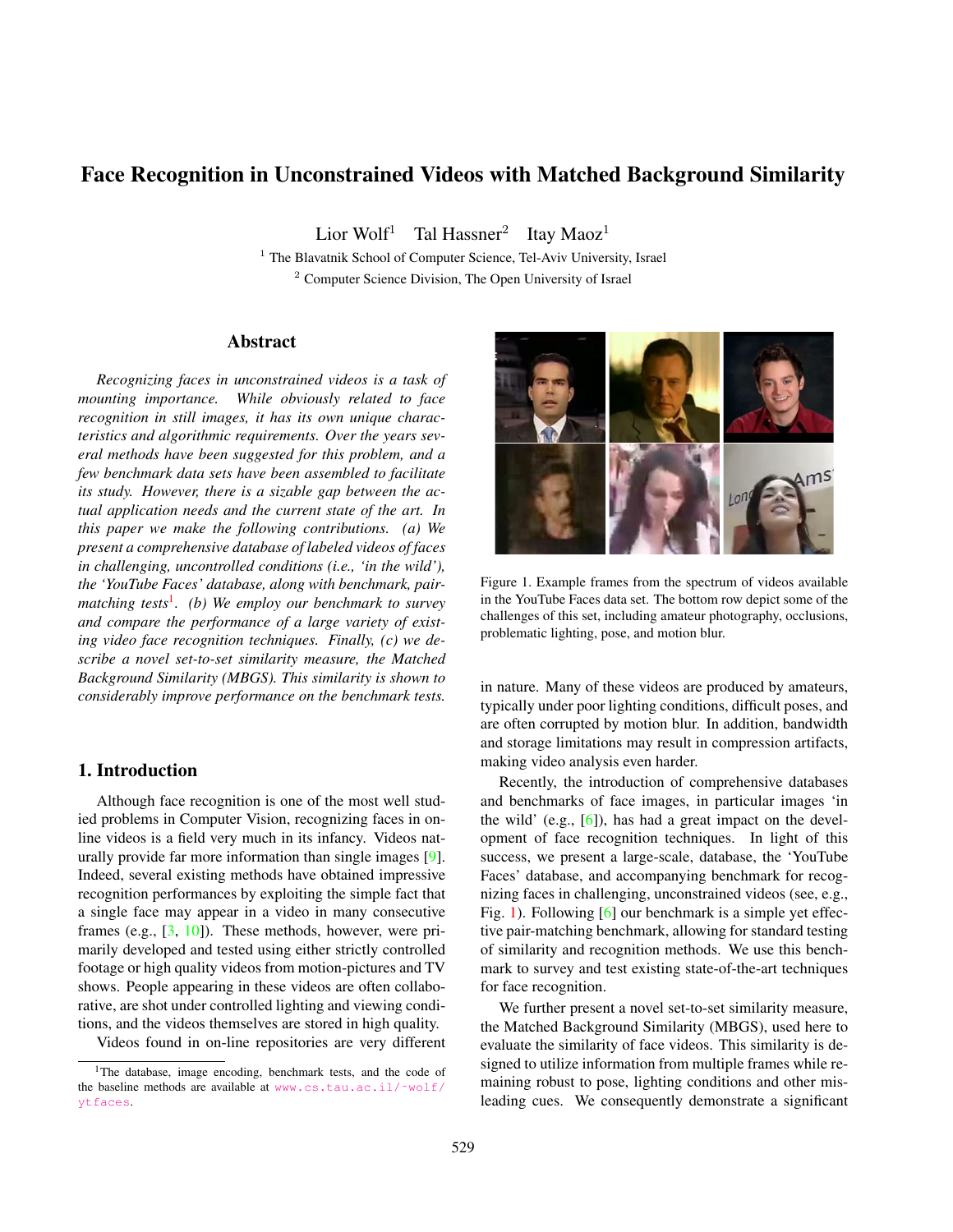# Face Recognition in Unconstrained Videos with Matched Background Similarity

Lior Wolf[1] Tal Hassner[2] Itay Maoz[1]

[1] The Blavatnik School of Computer Science, Tel-Aviv University, Israel

[2] Computer Science Division, The Open University of Israel

## Abstract

*Recognizing faces in unconstrained videos is a task of mounting importance. While obviously related to face recognition in still images, it has its own unique characteristics and algorithmic requirements. Over the years several methods have been suggested for this problem, and a few benchmark data sets have been assembled to facilitate its study. However, there is a sizable gap between the actual application needs and the current state of the art. In this paper we make the following contributions. (a) We present a comprehensive database of labeled videos of faces in challenging, uncontrolled conditions (i.e., 'in the wild'), the 'YouTube Faces' database, along with benchmark, pair-matching tests*[1]*. (b) We employ our benchmark to survey and compare the performance of a large variety of existing video face recognition techniques. Finally, (c) we describe a novel set-to-set similarity measure, the Matched Background Similarity (MBGS). This similarity is shown to considerably improve performance on the benchmark tests.*

## 1. Introduction

Although face recognition is one of the most well studied problems in Computer Vision, recognizing faces in online videos is a field very much in its infancy. Videos naturally provide far more information than single images [9]. Indeed, several existing methods have obtained impressive recognition performances by exploiting the simple fact that a single face may appear in a video in many consecutive frames (e.g., [3, 10]). These methods, however, were primarily developed and tested using either strictly controlled footage or high quality videos from motion-pictures and TV shows. People appearing in these videos are often collaborative, are shot under controlled lighting and viewing conditions, and the videos themselves are stored in high quality.

Videos found in on-line repositories are very different in nature. Many of these videos are produced by amateurs, typically under poor lighting conditions, difficult poses, and are often corrupted by motion blur. In addition, bandwidth and storage limitations may result in compression artifacts, making video analysis even harder.

Figure 1. Example frames from the spectrum of videos available in the YouTube Faces data set. The bottom row depict some of the challenges of this set, including amateur photography, occlusions, problematic lighting, pose, and motion blur.

Recently, the introduction of comprehensive databases and benchmarks of face images, in particular images 'in the wild' (e.g., [6]), has had a great impact on the development of face recognition techniques. In light of this success, we present a large-scale, database, the 'YouTube Faces' database, and accompanying benchmark for recognizing faces in challenging, unconstrained videos (see, e.g., Fig. 1). Following [6] our benchmark is a simple yet effective pair-matching benchmark, allowing for standard testing of similarity and recognition methods. We use this benchmark to survey and test existing state-of-the-art techniques for face recognition.

We further present a novel set-to-set similarity measure, the Matched Background Similarity (MBGS), used here to evaluate the similarity of face videos. This similarity is designed to utilize information from multiple frames while remaining robust to pose, lighting conditions and other misleading cues. We consequently demonstrate a significant

[1]The database, image encoding, benchmark tests, and the code of the baseline methods are available at www.cs.tau.ac.il/~wolf/ytfaces.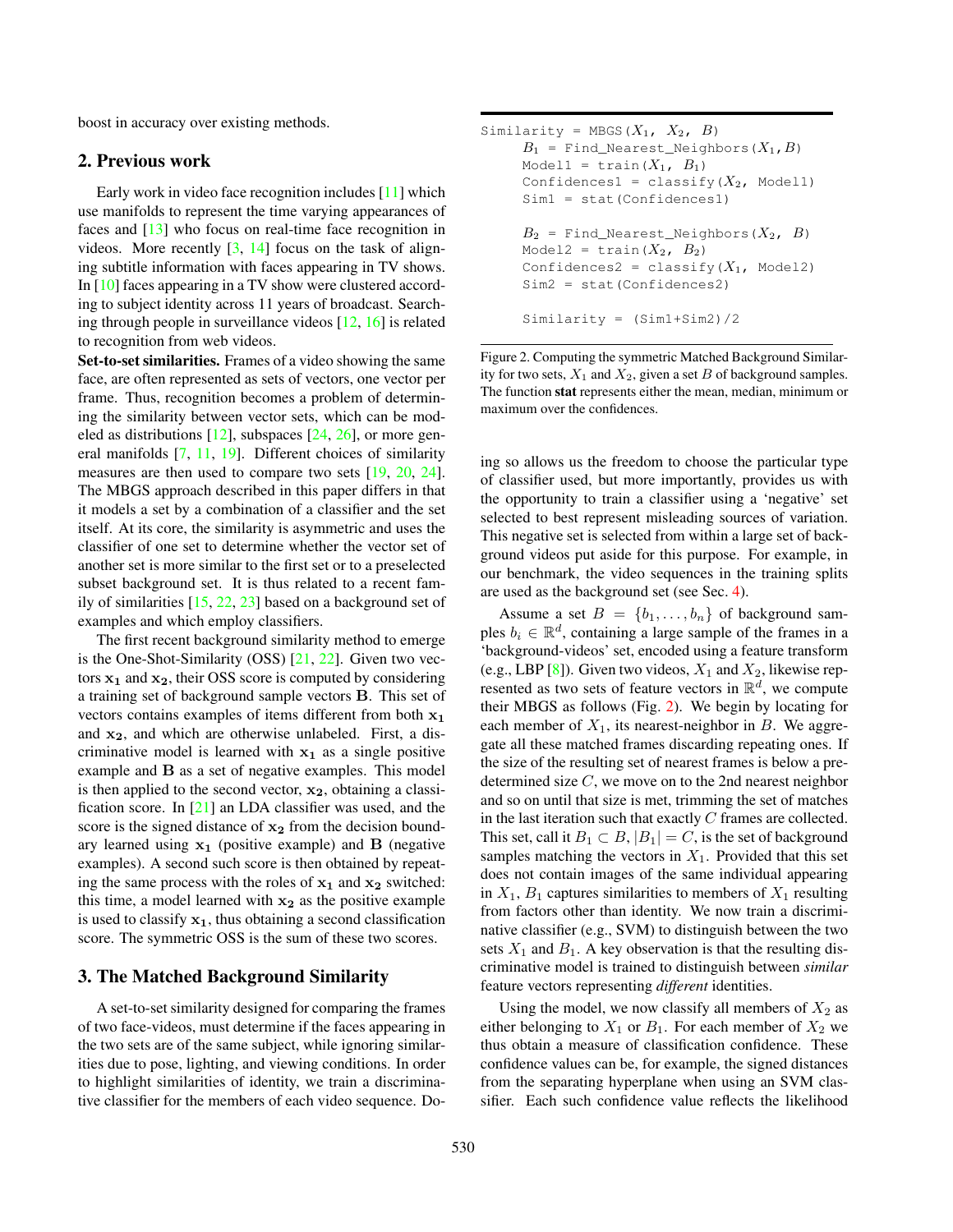boost in accuracy over existing methods.

## 2. Previous work

Early work in video face recognition includes [11] which use manifolds to represent the time varying appearances of faces and [13] who focus on real-time face recognition in videos. More recently [3, 14] focus on the task of aligning subtitle information with faces appearing in TV shows. In [10] faces appearing in a TV show were clustered according to subject identity across 11 years of broadcast. Searching through people in surveillance videos [12, 16] is related to recognition from web videos.

**Set-to-set similarities.** Frames of a video showing the same face, are often represented as sets of vectors, one vector per frame. Thus, recognition becomes a problem of determining the similarity between vector sets, which can be modeled as distributions [12], subspaces [24, 26], or more general manifolds [7, 11, 19]. Different choices of similarity measures are then used to compare two sets [19, 20, 24]. The MBGS approach described in this paper differs in that it models a set by a combination of a classifier and the set itself. At its core, the similarity is asymmetric and uses the classifier of one set to determine whether the vector set of another set is more similar to the first set or to a preselected subset background set. It is thus related to a recent family of similarities [15, 22, 23] based on a background set of examples and which employ classifiers.

The first recent background similarity method to emerge is the One-Shot-Similarity (OSS) [21, 22]. Given two vectors $\mathbf{x_1}$ and $\mathbf{x_2}$, their OSS score is computed by considering a training set of background sample vectors $\mathbf{B}$. This set of vectors contains examples of items different from both $\mathbf{x_1}$ and $\mathbf{x_2}$, and which are otherwise unlabeled. First, a discriminative model is learned with $\mathbf{x_1}$ as a single positive example and $\mathbf{B}$ as a set of negative examples. This model is then applied to the second vector, $\mathbf{x_2}$, obtaining a classification score. In [21] an LDA classifier was used, and the score is the signed distance of $\mathbf{x_2}$ from the decision boundary learned using $\mathbf{x_1}$ (positive example) and $\mathbf{B}$ (negative examples). A second such score is then obtained by repeating the same process with the roles of $\mathbf{x_1}$ and $\mathbf{x_2}$ switched: this time, a model learned with $\mathbf{x_2}$ as the positive example is used to classify $\mathbf{x_1}$, thus obtaining a second classification score. The symmetric OSS is the sum of these two scores.

## 3. The Matched Background Similarity

A set-to-set similarity designed for comparing the frames of two face-videos, must determine if the faces appearing in the two sets are of the same subject, while ignoring similarities due to pose, lighting, and viewing conditions. In order to highlight similarities of identity, we train a discriminative classifier for the members of each video sequence. Doing so allows us the freedom to choose the particular type of classifier used, but more importantly, provides us with the opportunity to train a classifier using a 'negative' set selected to best represent misleading sources of variation. This negative set is selected from within a large set of background videos put aside for this purpose. For example, in our benchmark, the video sequences in the training splits are used as the background set (see Sec. 4).

```
Similarity = MBGS(X1, X2, B)
    B1 = Find_Nearest_Neighbors(X1,B)
    Model1 = train(X1, B1)
    Confidences1 = classify(X2, Model1)
    Sim1 = stat(Confidences1)

    B2 = Find_Nearest_Neighbors(X2, B)
    Model2 = train(X2, B2)
    Confidences2 = classify(X1, Model2)
    Sim2 = stat(Confidences2)

    Similarity = (Sim1+Sim2)/2
```

Figure 2. Computing the symmetric Matched Background Similarity for two sets, $X_1$ and $X_2$, given a set $B$ of background samples. The function **stat** represents either the mean, median, minimum or maximum over the confidences.

Assume a set $B = \{b_1, \ldots, b_n\}$ of background samples $b_i \in \mathbb{R}^d$, containing a large sample of the frames in a 'background-videos' set, encoded using a feature transform (e.g., LBP [8]). Given two videos, $X_1$ and $X_2$, likewise represented as two sets of feature vectors in $\mathbb{R}^d$, we compute their MBGS as follows (Fig. 2). We begin by locating for each member of $X_1$, its nearest-neighbor in $B$. We aggregate all these matched frames discarding repeating ones. If the size of the resulting set of nearest frames is below a predetermined size $C$, we move on to the 2nd nearest neighbor and so on until that size is met, trimming the set of matches in the last iteration such that exactly $C$ frames are collected. This set, call it $B_1 \subset B, |B_1| = C$, is the set of background samples matching the vectors in $X_1$. Provided that this set does not contain images of the same individual appearing in $X_1$, $B_1$ captures similarities to members of $X_1$ resulting from factors other than identity. We now train a discriminative classifier (e.g., SVM) to distinguish between the two sets $X_1$ and $B_1$. A key observation is that the resulting discriminative model is trained to distinguish between *similar* feature vectors representing *different* identities.

Using the model, we now classify all members of $X_2$ as either belonging to $X_1$ or $B_1$. For each member of $X_2$ we thus obtain a measure of classification confidence. These confidence values can be, for example, the signed distances from the separating hyperplane when using an SVM classifier. Each such confidence value reflects the likelihood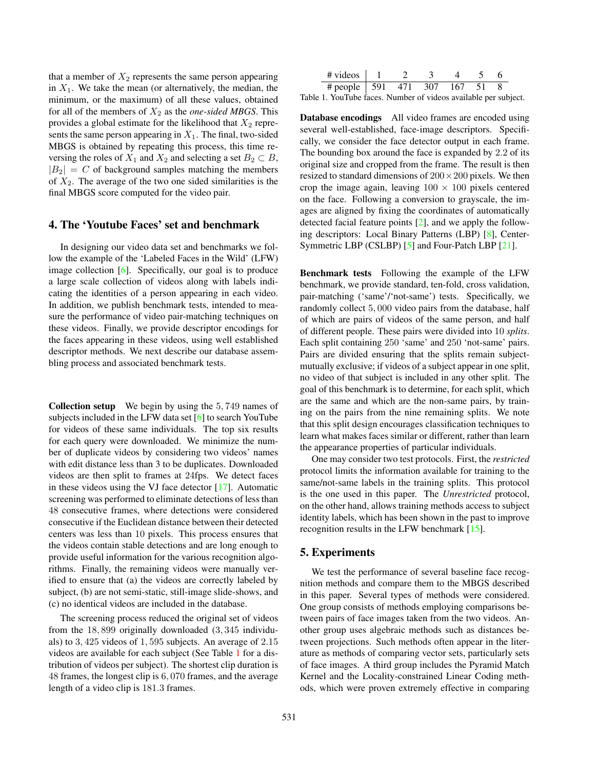that a member of $X_2$ represents the same person appearing in $X_1$. We take the mean (or alternatively, the median, the minimum, or the maximum) of all these values, obtained for all of the members of $X_2$ as the *one-sided MBGS*. This provides a global estimate for the likelihood that $X_2$ represents the same person appearing in $X_1$. The final, two-sided MBGS is obtained by repeating this process, this time reversing the roles of $X_1$ and $X_2$ and selecting a set $B_2 \subset B$, $|B_2| = C$ of background samples matching the members of $X_2$. The average of the two one sided similarities is the final MBGS score computed for the video pair.

## 4. The 'Youtube Faces' set and benchmark

In designing our video data set and benchmarks we follow the example of the 'Labeled Faces in the Wild' (LFW) image collection [6]. Specifically, our goal is to produce a large scale collection of videos along with labels indicating the identities of a person appearing in each video. In addition, we publish benchmark tests, intended to measure the performance of video pair-matching techniques on these videos. Finally, we provide descriptor encodings for the faces appearing in these videos, using well established descriptor methods. We next describe our database assembling process and associated benchmark tests.

**Collection setup** We begin by using the 5,749 names of subjects included in the LFW data set [6] to search YouTube for videos of these same individuals. The top six results for each query were downloaded. We minimize the number of duplicate videos by considering two videos' names with edit distance less than 3 to be duplicates. Downloaded videos are then split to frames at 24fps. We detect faces in these videos using the VJ face detector [17]. Automatic screening was performed to eliminate detections of less than 48 consecutive frames, where detections were considered consecutive if the Euclidean distance between their detected centers was less than 10 pixels. This process ensures that the videos contain stable detections and are long enough to provide useful information for the various recognition algorithms. Finally, the remaining videos were manually verified to ensure that (a) the videos are correctly labeled by subject, (b) are not semi-static, still-image slide-shows, and (c) no identical videos are included in the database.

The screening process reduced the original set of videos from the 18,899 originally downloaded (3,345 individuals) to 3,425 videos of 1,595 subjects. An average of 2.15 videos are available for each subject (See Table 1 for a distribution of videos per subject). The shortest clip duration is 48 frames, the longest clip is 6,070 frames, and the average length of a video clip is 181.3 frames.

| # videos | 1 | 2 | 3 | 4 | 5 | 6 |
|---|---|---|---|---|---|---|
| # people | 591 | 471 | 307 | 167 | 51 | 8 |

Table 1. YouTube faces. Number of videos available per subject.

**Database encodings** All video frames are encoded using several well-established, face-image descriptors. Specifically, we consider the face detector output in each frame. The bounding box around the face is expanded by 2.2 of its original size and cropped from the frame. The result is then resized to standard dimensions of $200 \times 200$ pixels. We then crop the image again, leaving $100 \times 100$ pixels centered on the face. Following a conversion to grayscale, the images are aligned by fixing the coordinates of automatically detected facial feature points [2], and we apply the following descriptors: Local Binary Patterns (LBP) [8], Center-Symmetric LBP (CSLBP) [5] and Four-Patch LBP [21].

**Benchmark tests** Following the example of the LFW benchmark, we provide standard, ten-fold, cross validation, pair-matching ('same'/'not-same') tests. Specifically, we randomly collect 5,000 video pairs from the database, half of which are pairs of videos of the same person, and half of different people. These pairs were divided into 10 *splits*. Each split containing 250 'same' and 250 'not-same' pairs. Pairs are divided ensuring that the splits remain subject-mutually exclusive; if videos of a subject appear in one split, no video of that subject is included in any other split. The goal of this benchmark is to determine, for each split, which are the same and which are the non-same pairs, by training on the pairs from the nine remaining splits. We note that this split design encourages classification techniques to learn what makes faces similar or different, rather than learn the appearance properties of particular individuals.

One may consider two test protocols. First, the *restricted* protocol limits the information available for training to the same/not-same labels in the training splits. This protocol is the one used in this paper. The *Unrestricted* protocol, on the other hand, allows training methods access to subject identity labels, which has been shown in the past to improve recognition results in the LFW benchmark [15].

## 5. Experiments

We test the performance of several baseline face recognition methods and compare them to the MBGS described in this paper. Several types of methods were considered. One group consists of methods employing comparisons between pairs of face images taken from the two videos. Another group uses algebraic methods such as distances between projections. Such methods often appear in the literature as methods of comparing vector sets, particularly sets of face images. A third group includes the Pyramid Match Kernel and the Locality-constrained Linear Coding methods, which were proven extremely effective in comparing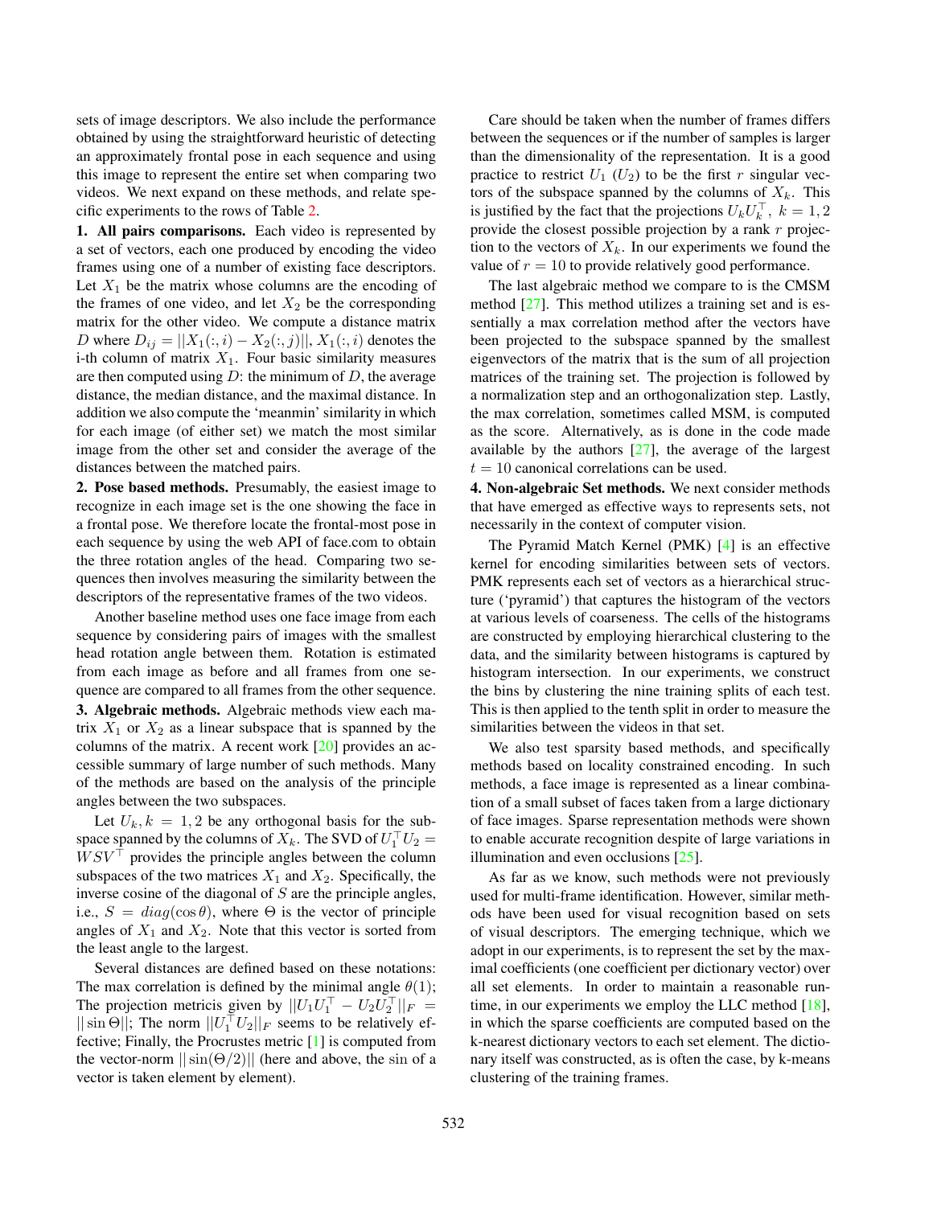sets of image descriptors. We also include the performance obtained by using the straightforward heuristic of detecting an approximately frontal pose in each sequence and using this image to represent the entire set when comparing two videos. We next expand on these methods, and relate specific experiments to the rows of Table 2.

**1. All pairs comparisons.** Each video is represented by a set of vectors, each one produced by encoding the video frames using one of a number of existing face descriptors. Let $X_1$ be the matrix whose columns are the encoding of the frames of one video, and let $X_2$ be the corresponding matrix for the other video. We compute a distance matrix $D$ where $D_{ij} = ||X_1(:,i) - X_2(:,j)||$, $X_1(:,i)$ denotes the i-th column of matrix $X_1$. Four basic similarity measures are then computed using $D$: the minimum of $D$, the average distance, the median distance, and the maximal distance. In addition we also compute the 'meanmin' similarity in which for each image (of either set) we match the most similar image from the other set and consider the average of the distances between the matched pairs.

**2. Pose based methods.** Presumably, the easiest image to recognize in each image set is the one showing the face in a frontal pose. We therefore locate the frontal-most pose in each sequence by using the web API of face.com to obtain the three rotation angles of the head. Comparing two sequences then involves measuring the similarity between the descriptors of the representative frames of the two videos.

Another baseline method uses one face image from each sequence by considering pairs of images with the smallest head rotation angle between them. Rotation is estimated from each image as before and all frames from one sequence are compared to all frames from the other sequence.

**3. Algebraic methods.** Algebraic methods view each matrix $X_1$ or $X_2$ as a linear subspace that is spanned by the columns of the matrix. A recent work [20] provides an accessible summary of large number of such methods. Many of the methods are based on the analysis of the principle angles between the two subspaces.

Let $U_k, k = 1,2$ be any orthogonal basis for the subspace spanned by the columns of $X_k$. The SVD of $U_1^\top U_2 = WSV^\top$ provides the principle angles between the column subspaces of the two matrices $X_1$ and $X_2$. Specifically, the inverse cosine of the diagonal of $S$ are the principle angles, i.e., $S = diag(\cos\theta)$, where $\Theta$ is the vector of principle angles of $X_1$ and $X_2$. Note that this vector is sorted from the least angle to the largest.

Several distances are defined based on these notations: The max correlation is defined by the minimal angle $\theta(1)$; The projection metricis given by $||U_1U_1^\top - U_2U_2^\top||_F = ||\sin\Theta||$; The norm $||U_1^\top U_2||_F$ seems to be relatively effective; Finally, the Procrustes metric [1] is computed from the vector-norm $||\sin(\Theta/2)||$ (here and above, the $\sin$ of a vector is taken element by element).

Care should be taken when the number of frames differs between the sequences or if the number of samples is larger than the dimensionality of the representation. It is a good practice to restrict $U_1$ ($U_2$) to be the first $r$ singular vectors of the subspace spanned by the columns of $X_k$. This is justified by the fact that the projections $U_kU_k^\top,\ k = 1,2$ provide the closest possible projection by a rank $r$ projection to the vectors of $X_k$. In our experiments we found the value of $r = 10$ to provide relatively good performance.

The last algebraic method we compare to is the CMSM method [27]. This method utilizes a training set and is essentially a max correlation method after the vectors have been projected to the subspace spanned by the smallest eigenvectors of the matrix that is the sum of all projection matrices of the training set. The projection is followed by a normalization step and an orthogonalization step. Lastly, the max correlation, sometimes called MSM, is computed as the score. Alternatively, as is done in the code made available by the authors [27], the average of the largest $t = 10$ canonical correlations can be used.

**4. Non-algebraic Set methods.** We next consider methods that have emerged as effective ways to represents sets, not necessarily in the context of computer vision.

The Pyramid Match Kernel (PMK) [4] is an effective kernel for encoding similarities between sets of vectors. PMK represents each set of vectors as a hierarchical structure ('pyramid') that captures the histogram of the vectors at various levels of coarseness. The cells of the histograms are constructed by employing hierarchical clustering to the data, and the similarity between histograms is captured by histogram intersection. In our experiments, we construct the bins by clustering the nine training splits of each test. This is then applied to the tenth split in order to measure the similarities between the videos in that set.

We also test sparsity based methods, and specifically methods based on locality constrained encoding. In such methods, a face image is represented as a linear combination of a small subset of faces taken from a large dictionary of face images. Sparse representation methods were shown to enable accurate recognition despite of large variations in illumination and even occlusions [25].

As far as we know, such methods were not previously used for multi-frame identification. However, similar methods have been used for visual recognition based on sets of visual descriptors. The emerging technique, which we adopt in our experiments, is to represent the set by the maximal coefficients (one coefficient per dictionary vector) over all set elements. In order to maintain a reasonable runtime, in our experiments we employ the LLC method [18], in which the sparse coefficients are computed based on the k-nearest dictionary vectors to each set element. The dictionary itself was constructed, as is often the case, by k-means clustering of the training frames.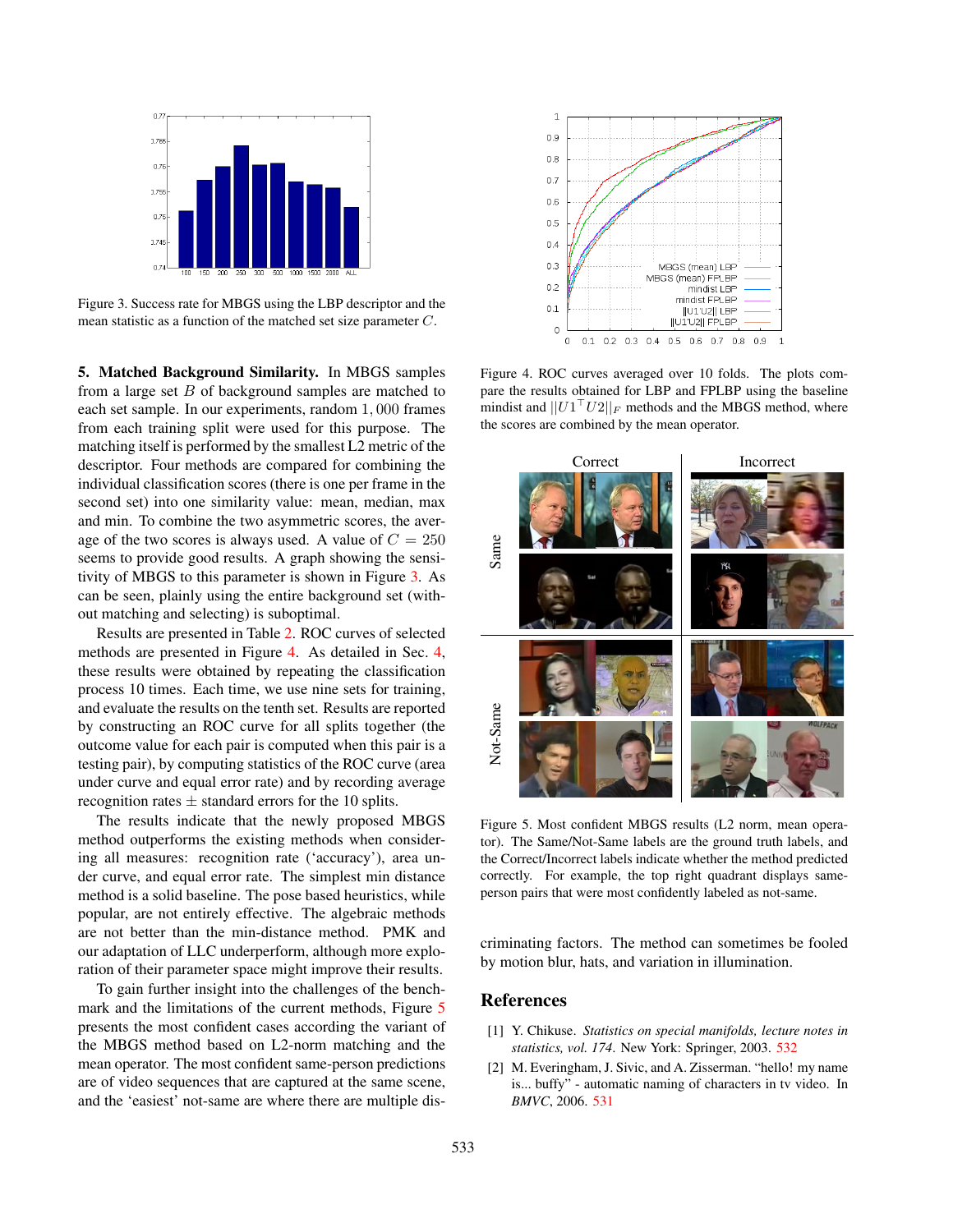Figure 3. Success rate for MBGS using the LBP descriptor and the mean statistic as a function of the matched set size parameter $C$.

Figure 4. ROC curves averaged over 10 folds. The plots compare the results obtained for LBP and FPLBP using the baseline mindist and $||U1^\top U2||_F$ methods and the MBGS method, where the scores are combined by the mean operator.

**5. Matched Background Similarity.** In MBGS samples from a large set $B$ of background samples are matched to each set sample. In our experiments, random $1,000$ frames from each training split were used for this purpose. The matching itself is performed by the smallest L2 metric of the descriptor. Four methods are compared for combining the individual classification scores (there is one per frame in the second set) into one similarity value: mean, median, max and min. To combine the two asymmetric scores, the average of the two scores is always used. A value of $C = 250$ seems to provide good results. A graph showing the sensitivity of MBGS to this parameter is shown in Figure 3. As can be seen, plainly using the entire background set (without matching and selecting) is suboptimal.

Results are presented in Table 2. ROC curves of selected methods are presented in Figure 4. As detailed in Sec. 4, these results were obtained by repeating the classification process 10 times. Each time, we use nine sets for training, and evaluate the results on the tenth set. Results are reported by constructing an ROC curve for all splits together (the outcome value for each pair is computed when this pair is a testing pair), by computing statistics of the ROC curve (area under curve and equal error rate) and by recording average recognition rates $\pm$ standard errors for the 10 splits.

The results indicate that the newly proposed MBGS method outperforms the existing methods when considering all measures: recognition rate ('accuracy'), area under curve, and equal error rate. The simplest min distance method is a solid baseline. The pose based heuristics, while popular, are not entirely effective. The algebraic methods are not better than the min-distance method. PMK and our adaptation of LLC underperform, although more exploration of their parameter space might improve their results.

To gain further insight into the challenges of the benchmark and the limitations of the current methods, Figure 5 presents the most confident cases according the variant of the MBGS method based on L2-norm matching and the mean operator. The most confident same-person predictions are of video sequences that are captured at the same scene, and the 'easiest' not-same are where there are multiple discriminating factors. The method can sometimes be fooled by motion blur, hats, and variation in illumination.

Figure 5. Most confident MBGS results (L2 norm, mean operator). The Same/Not-Same labels are the ground truth labels, and the Correct/Incorrect labels indicate whether the method predicted correctly. For example, the top right quadrant displays same-person pairs that were most confidently labeled as not-same.

## References

[1] Y. Chikuse. *Statistics on special manifolds, lecture notes in statistics, vol. 174*. New York: Springer, 2003. 532

[2] M. Everingham, J. Sivic, and A. Zisserman. "hello! my name is... buffy" - automatic naming of characters in tv video. In *BMVC*, 2006. 531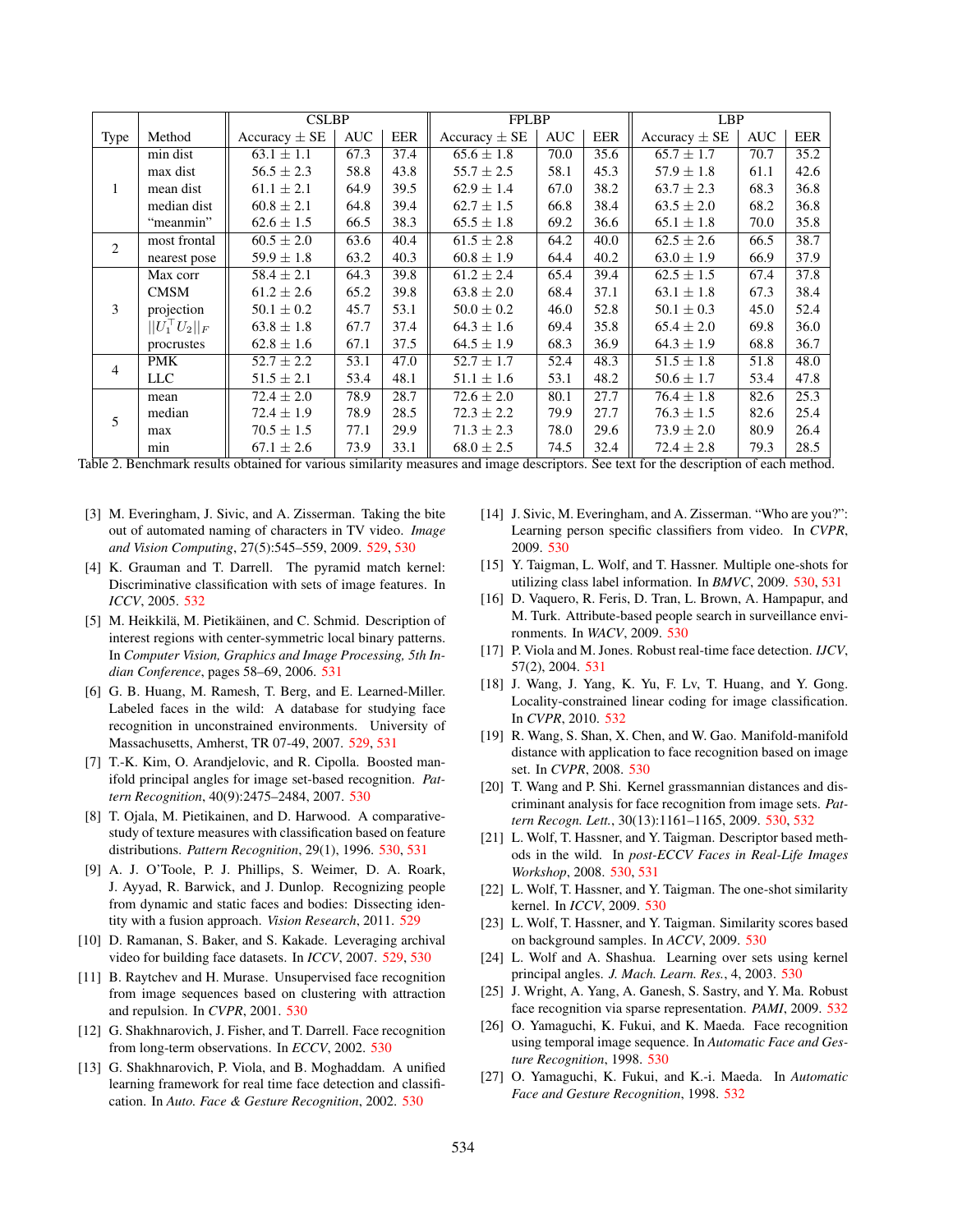| Type | Method | CSLBP | | | FPLBP | | | LBP | | |
|---|---|---|---|---|---|---|---|---|---|---|
| | | Accuracy ± SE | AUC | EER | Accuracy ± SE | AUC | EER | Accuracy ± SE | AUC | EER |
| 1 | min dist | 63.1 ± 1.1 | 67.3 | 37.4 | 65.6 ± 1.8 | 70.0 | 35.6 | 65.7 ± 1.7 | 70.7 | 35.2 |
| | max dist | 56.5 ± 2.3 | 58.8 | 43.8 | 55.7 ± 2.5 | 58.1 | 45.3 | 57.9 ± 1.8 | 61.1 | 42.6 |
| | mean dist | 61.1 ± 2.1 | 64.9 | 39.5 | 62.9 ± 1.4 | 67.0 | 38.2 | 63.7 ± 2.3 | 68.3 | 36.8 |
| | median dist | 60.8 ± 2.1 | 64.8 | 39.4 | 62.7 ± 1.5 | 66.8 | 38.4 | 63.5 ± 2.0 | 68.2 | 36.8 |
| | "meanmin" | 62.6 ± 1.5 | 66.5 | 38.3 | 65.5 ± 1.8 | 69.2 | 36.6 | 65.1 ± 1.8 | 70.0 | 35.8 |
| 2 | most frontal | 60.5 ± 2.0 | 63.6 | 40.4 | 61.5 ± 2.8 | 64.2 | 40.0 | 62.5 ± 2.6 | 66.5 | 38.7 |
| | nearest pose | 59.9 ± 1.8 | 63.2 | 40.3 | 60.8 ± 1.9 | 64.4 | 40.2 | 63.0 ± 1.9 | 66.9 | 37.9 |
| 3 | Max corr | 58.4 ± 2.1 | 64.3 | 39.8 | 61.2 ± 2.4 | 65.4 | 39.4 | 62.5 ± 1.5 | 67.4 | 37.8 |
| | CMSM | 61.2 ± 2.6 | 65.2 | 39.8 | 63.8 ± 2.0 | 68.4 | 37.1 | 63.1 ± 1.8 | 67.3 | 38.4 |
| | projection | 50.1 ± 0.2 | 45.7 | 53.1 | 50.0 ± 0.2 | 46.0 | 52.8 | 50.1 ± 0.3 | 45.0 | 52.4 |
| | $\|\|U_1^\top U_2\|\|_F$ | 63.8 ± 1.8 | 67.7 | 37.4 | 64.3 ± 1.6 | 69.4 | 35.8 | 65.4 ± 2.0 | 69.8 | 36.0 |
| | procrustes | 62.8 ± 1.6 | 67.1 | 37.5 | 64.5 ± 1.9 | 68.3 | 36.9 | 64.3 ± 1.9 | 68.8 | 36.7 |
| 4 | PMK | 52.7 ± 2.2 | 53.1 | 47.0 | 52.7 ± 1.7 | 52.4 | 48.3 | 51.5 ± 1.8 | 51.8 | 48.0 |
| | LLC | 51.5 ± 2.1 | 53.4 | 48.1 | 51.1 ± 1.6 | 53.1 | 48.2 | 50.6 ± 1.7 | 53.4 | 47.8 |
| 5 | mean | 72.4 ± 2.0 | 78.9 | 28.7 | 72.6 ± 2.0 | 80.1 | 27.7 | 76.4 ± 1.8 | 82.6 | 25.3 |
| | median | 72.4 ± 1.9 | 78.9 | 28.5 | 72.3 ± 2.2 | 79.9 | 27.7 | 76.3 ± 1.5 | 82.6 | 25.4 |
| | max | 70.5 ± 1.5 | 77.1 | 29.9 | 71.3 ± 2.3 | 78.0 | 29.6 | 73.9 ± 2.0 | 80.9 | 26.4 |
| | min | 67.1 ± 2.6 | 73.9 | 33.1 | 68.0 ± 2.5 | 74.5 | 32.4 | 72.4 ± 2.8 | 79.3 | 28.5 |

Table 2. Benchmark results obtained for various similarity measures and image descriptors. See text for the description of each method.

[3] M. Everingham, J. Sivic, and A. Zisserman. Taking the bite out of automated naming of characters in TV video. *Image and Vision Computing*, 27(5):545–559, 2009. 529, 530

[4] K. Grauman and T. Darrell. The pyramid match kernel: Discriminative classification with sets of image features. In *ICCV*, 2005. 532

[5] M. Heikkilä, M. Pietikäinen, and C. Schmid. Description of interest regions with center-symmetric local binary patterns. In *Computer Vision, Graphics and Image Processing, 5th Indian Conference*, pages 58–69, 2006. 531

[6] G. B. Huang, M. Ramesh, T. Berg, and E. Learned-Miller. Labeled faces in the wild: A database for studying face recognition in unconstrained environments. University of Massachusetts, Amherst, TR 07-49, 2007. 529, 531

[7] T.-K. Kim, O. Arandjelovic, and R. Cipolla. Boosted manifold principal angles for image set-based recognition. *Pattern Recognition*, 40(9):2475–2484, 2007. 530

[8] T. Ojala, M. Pietikainen, and D. Harwood. A comparative-study of texture measures with classification based on feature distributions. *Pattern Recognition*, 29(1), 1996. 530, 531

[9] A. J. O'Toole, P. J. Phillips, S. Weimer, D. A. Roark, J. Ayyad, R. Barwick, and J. Dunlop. Recognizing people from dynamic and static faces and bodies: Dissecting identity with a fusion approach. *Vision Research*, 2011. 529

[10] D. Ramanan, S. Baker, and S. Kakade. Leveraging archival video for building face datasets. In *ICCV*, 2007. 529, 530

[11] B. Raytchev and H. Murase. Unsupervised face recognition from image sequences based on clustering with attraction and repulsion. In *CVPR*, 2001. 530

[12] G. Shakhnarovich, J. Fisher, and T. Darrell. Face recognition from long-term observations. In *ECCV*, 2002. 530

[13] G. Shakhnarovich, P. Viola, and B. Moghaddam. A unified learning framework for real time face detection and classification. In *Auto. Face & Gesture Recognition*, 2002. 530

[14] J. Sivic, M. Everingham, and A. Zisserman. "Who are you?": Learning person specific classifiers from video. In *CVPR*, 2009. 530

[15] Y. Taigman, L. Wolf, and T. Hassner. Multiple one-shots for utilizing class label information. In *BMVC*, 2009. 530, 531

[16] D. Vaquero, R. Feris, D. Tran, L. Brown, A. Hampapur, and M. Turk. Attribute-based people search in surveillance environments. In *WACV*, 2009. 530

[17] P. Viola and M. Jones. Robust real-time face detection. *IJCV*, 57(2), 2004. 531

[18] J. Wang, J. Yang, K. Yu, F. Lv, T. Huang, and Y. Gong. Locality-constrained linear coding for image classification. In *CVPR*, 2010. 532

[19] R. Wang, S. Shan, X. Chen, and W. Gao. Manifold-manifold distance with application to face recognition based on image set. In *CVPR*, 2008. 530

[20] T. Wang and P. Shi. Kernel grassmannian distances and discriminant analysis for face recognition from image sets. *Pattern Recogn. Lett.*, 30(13):1161–1165, 2009. 530, 532

[21] L. Wolf, T. Hassner, and Y. Taigman. Descriptor based methods in the wild. In *post-ECCV Faces in Real-Life Images Workshop*, 2008. 530, 531

[22] L. Wolf, T. Hassner, and Y. Taigman. The one-shot similarity kernel. In *ICCV*, 2009. 530

[23] L. Wolf, T. Hassner, and Y. Taigman. Similarity scores based on background samples. In *ACCV*, 2009. 530

[24] L. Wolf and A. Shashua. Learning over sets using kernel principal angles. *J. Mach. Learn. Res.*, 4, 2003. 530

[25] J. Wright, A. Yang, A. Ganesh, S. Sastry, and Y. Ma. Robust face recognition via sparse representation. *PAMI*, 2009. 532

[26] O. Yamaguchi, K. Fukui, and K. Maeda. Face recognition using temporal image sequence. In *Automatic Face and Gesture Recognition*, 1998. 530

[27] O. Yamaguchi, K. Fukui, and K.-i. Maeda. In *Automatic Face and Gesture Recognition*, 1998. 532